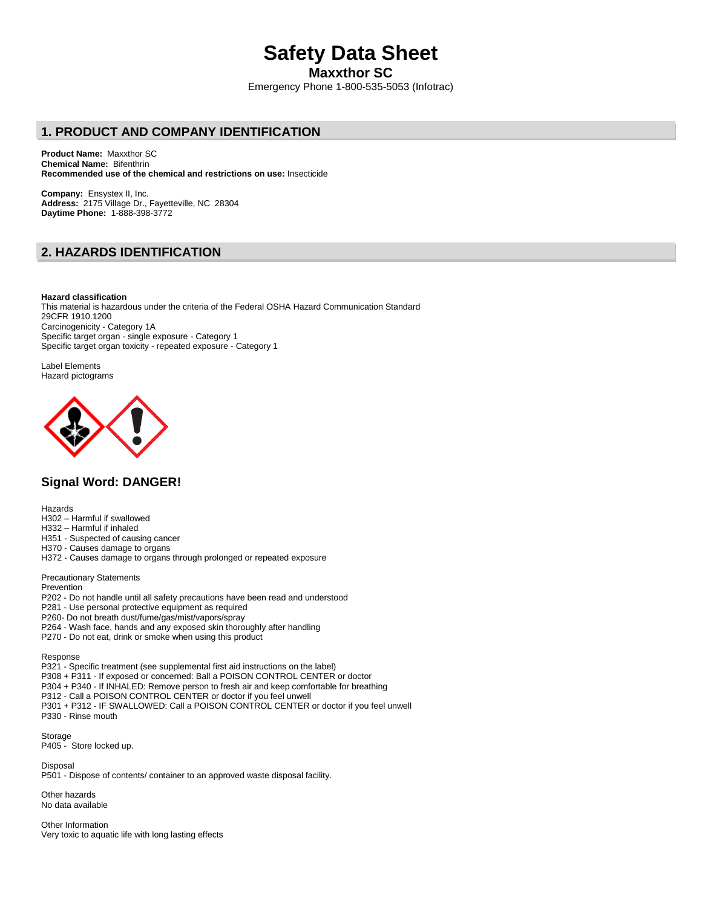# Safety Data Sheet

## Maxxthor SC

Emergency Phone 1-800-535-5053 (Infotrac)

## 1. PRODUCT AND COMPANY IDENTIFICATION

**Product Name:** Maxxthor SC
**Chemical Name:** Bifenthrin
**Recommended use of the chemical and restrictions on use:** Insecticide

**Company:** Ensystex II, Inc.
**Address:** 2175 Village Dr., Fayetteville, NC 28304
**Daytime Phone:** 1-888-398-3772

## 2. HAZARDS IDENTIFICATION

**Hazard classification**
This material is hazardous under the criteria of the Federal OSHA Hazard Communication Standard 29CFR 1910.1200
Carcinogenicity - Category 1A
Specific target organ - single exposure - Category 1
Specific target organ toxicity - repeated exposure - Category 1

Label Elements
Hazard pictograms

### Signal Word: DANGER!

Hazards
H302 – Harmful if swallowed
H332 – Harmful if inhaled
H351 - Suspected of causing cancer
H370 - Causes damage to organs
H372 - Causes damage to organs through prolonged or repeated exposure

Precautionary Statements
Prevention
P202 - Do not handle until all safety precautions have been read and understood
P281 - Use personal protective equipment as required
P260- Do not breath dust/fume/gas/mist/vapors/spray
P264 - Wash face, hands and any exposed skin thoroughly after handling
P270 - Do not eat, drink or smoke when using this product

Response
P321 - Specific treatment (see supplemental first aid instructions on the label)
P308 + P311 - If exposed or concerned: Ball a POISON CONTROL CENTER or doctor
P304 + P340 - If INHALED: Remove person to fresh air and keep comfortable for breathing
P312 - Call a POISON CONTROL CENTER or doctor if you feel unwell
P301 + P312 - IF SWALLOWED: Call a POISON CONTROL CENTER or doctor if you feel unwell
P330 - Rinse mouth

Storage
P405 - Store locked up.

Disposal
P501 - Dispose of contents/ container to an approved waste disposal facility.

Other hazards
No data available

Other Information
Very toxic to aquatic life with long lasting effects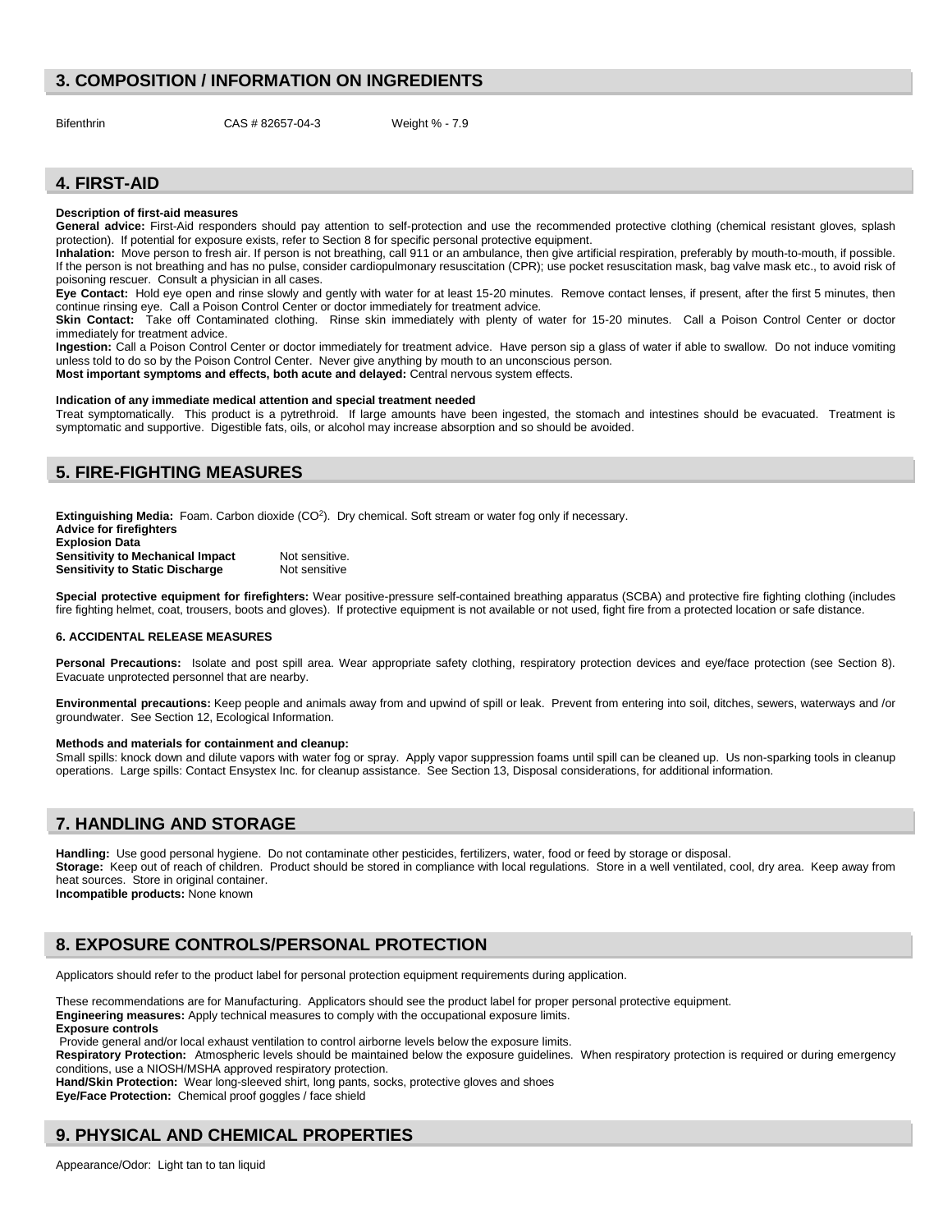## 3. COMPOSITION / INFORMATION ON INGREDIENTS

| Bifenthrin | CAS # 82657-04-3 | Weight % - 7.9 |
|---|---|---|

## 4. FIRST-AID

**Description of first-aid measures**

**General advice:** First-Aid responders should pay attention to self-protection and use the recommended protective clothing (chemical resistant gloves, splash protection). If potential for exposure exists, refer to Section 8 for specific personal protective equipment.

**Inhalation:** Move person to fresh air. If person is not breathing, call 911 or an ambulance, then give artificial respiration, preferably by mouth-to-mouth, if possible. If the person is not breathing and has no pulse, consider cardiopulmonary resuscitation (CPR); use pocket resuscitation mask, bag valve mask etc., to avoid risk of poisoning rescuer. Consult a physician in all cases.

**Eye Contact:** Hold eye open and rinse slowly and gently with water for at least 15-20 minutes. Remove contact lenses, if present, after the first 5 minutes, then continue rinsing eye. Call a Poison Control Center or doctor immediately for treatment advice.

**Skin Contact:** Take off Contaminated clothing. Rinse skin immediately with plenty of water for 15-20 minutes. Call a Poison Control Center or doctor immediately for treatment advice.

**Ingestion:** Call a Poison Control Center or doctor immediately for treatment advice. Have person sip a glass of water if able to swallow. Do not induce vomiting unless told to do so by the Poison Control Center. Never give anything by mouth to an unconscious person.

**Most important symptoms and effects, both acute and delayed:** Central nervous system effects.

**Indication of any immediate medical attention and special treatment needed**

Treat symptomatically. This product is a pytrethroid. If large amounts have been ingested, the stomach and intestines should be evacuated. Treatment is symptomatic and supportive. Digestible fats, oils, or alcohol may increase absorption and so should be avoided.

## 5. FIRE-FIGHTING MEASURES

**Extinguishing Media:** Foam. Carbon dioxide ($CO^2$). Dry chemical. Soft stream or water fog only if necessary.

**Advice for firefighters**

**Explosion Data**

| | |
|---|---|
| **Sensitivity to Mechanical Impact** | Not sensitive. |
| **Sensitivity to Static Discharge** | Not sensitive |

**Special protective equipment for firefighters:** Wear positive-pressure self-contained breathing apparatus (SCBA) and protective fire fighting clothing (includes fire fighting helmet, coat, trousers, boots and gloves). If protective equipment is not available or not used, fight fire from a protected location or safe distance.

### 6. ACCIDENTAL RELEASE MEASURES

**Personal Precautions:** Isolate and post spill area. Wear appropriate safety clothing, respiratory protection devices and eye/face protection (see Section 8). Evacuate unprotected personnel that are nearby.

**Environmental precautions:** Keep people and animals away from and upwind of spill or leak. Prevent from entering into soil, ditches, sewers, waterways and /or groundwater. See Section 12, Ecological Information.

**Methods and materials for containment and cleanup:**

Small spills: knock down and dilute vapors with water fog or spray. Apply vapor suppression foams until spill can be cleaned up. Us non-sparking tools in cleanup operations. Large spills: Contact Ensystex Inc. for cleanup assistance. See Section 13, Disposal considerations, for additional information.

## 7. HANDLING AND STORAGE

**Handling:** Use good personal hygiene. Do not contaminate other pesticides, fertilizers, water, food or feed by storage or disposal.

**Storage:** Keep out of reach of children. Product should be stored in compliance with local regulations. Store in a well ventilated, cool, dry area. Keep away from heat sources. Store in original container.

**Incompatible products:** None known

## 8. EXPOSURE CONTROLS/PERSONAL PROTECTION

Applicators should refer to the product label for personal protection equipment requirements during application.

These recommendations are for Manufacturing. Applicators should see the product label for proper personal protective equipment.

**Engineering measures:** Apply technical measures to comply with the occupational exposure limits.

**Exposure controls**

Provide general and/or local exhaust ventilation to control airborne levels below the exposure limits.

**Respiratory Protection:** Atmospheric levels should be maintained below the exposure guidelines. When respiratory protection is required or during emergency conditions, use a NIOSH/MSHA approved respiratory protection.

**Hand/Skin Protection:** Wear long-sleeved shirt, long pants, socks, protective gloves and shoes

**Eye/Face Protection:** Chemical proof goggles / face shield

## 9. PHYSICAL AND CHEMICAL PROPERTIES

Appearance/Odor: Light tan to tan liquid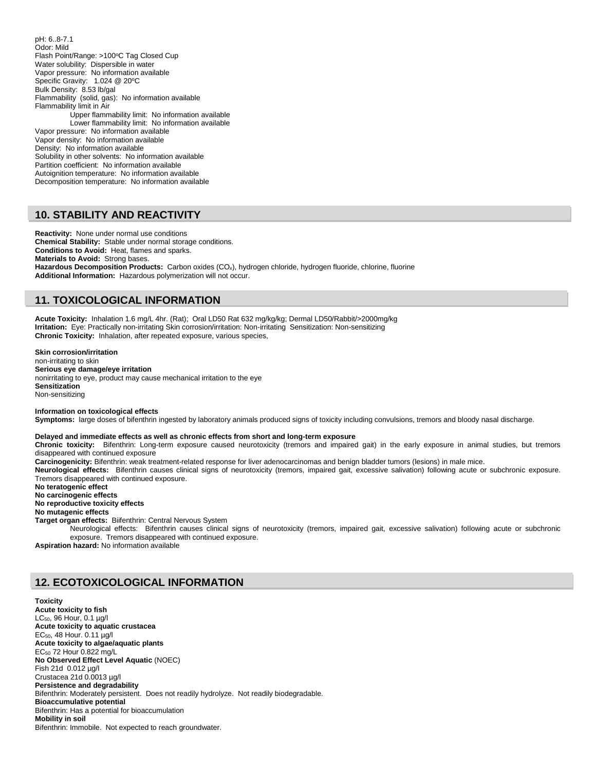pH: 6..8-7.1
Odor: Mild
Flash Point/Range: >100ºC Tag Closed Cup
Water solubility: Dispersible in water
Vapor pressure: No information available
Specific Gravity: 1.024 @ 20ºC
Bulk Density: 8.53 lb/gal
Flammability (solid, gas): No information available
Flammability limit in Air
  Upper flammability limit: No information available
  Lower flammability limit: No information available
Vapor pressure: No information available
Vapor density: No information available
Density: No information available
Solubility in other solvents: No information available
Partition coefficient: No information available
Autoignition temperature: No information available
Decomposition temperature: No information available

## 10. STABILITY AND REACTIVITY

**Reactivity:** None under normal use conditions
**Chemical Stability:** Stable under normal storage conditions.
**Conditions to Avoid:** Heat, flames and sparks.
**Materials to Avoid:** Strong bases.
**Hazardous Decomposition Products:** Carbon oxides ($CO_x$), hydrogen chloride, hydrogen fluoride, chlorine, fluorine
**Additional Information:** Hazardous polymerization will not occur.

## 11. TOXICOLOGICAL INFORMATION

**Acute Toxicity:** Inhalation 1.6 mg/L 4hr. (Rat); Oral LD50 Rat 632 mg/kg/kg; Dermal LD50/Rabbit/>2000mg/kg
**Irritation:** Eye: Practically non-irritating Skin corrosion/irritation: Non-irritating Sensitization: Non-sensitizing
**Chronic Toxicity:** Inhalation, after repeated exposure, various species,

**Skin corrosion/irritation**
non-irritating to skin
**Serious eye damage/eye irritation**
nonirritating to eye, product may cause mechanical irritation to the eye
**Sensitization**
Non-sensitizing

**Information on toxicological effects**
**Symptoms:** large doses of bifenthrin ingested by laboratory animals produced signs of toxicity including convulsions, tremors and bloody nasal discharge.

**Delayed and immediate effects as well as chronic effects from short and long-term exposure**
**Chronic toxicity:** Bifenthrin: Long-term exposure caused neurotoxicity (tremors and impaired gait) in the early exposure in animal studies, but tremors disappeared with continued exposure
**Carcinogenicity:** Bifenthrin: weak treatment-related response for liver adenocarcinomas and benign bladder tumors (lesions) in male mice.
**Neurological effects:** Bifenthrin causes clinical signs of neurotoxicity (tremors, impaired gait, excessive salivation) following acute or subchronic exposure. Tremors disappeared with continued exposure.
**No teratogenic effect**
**No carcinogenic effects**
**No reproductive toxicity effects**
**No mutagenic effects**
**Target organ effects:** Biifenthrin: Central Nervous System
  Neurological effects: Bifenthrin causes clinical signs of neurotoxicity (tremors, impaired gait, excessive salivation) following acute or subchronic exposure. Tremors disappeared with continued exposure.
**Aspiration hazard:** No information available

## 12. ECOTOXICOLOGICAL INFORMATION

**Toxicity**
**Acute toxicity to fish**
$LC_{50}$, 96 Hour, 0.1 µg/l
**Acute toxicity to aquatic crustacea**
$EC_{50}$, 48 Hour. 0.11 µg/l
**Acute toxicity to algae/aquatic plants**
$EC_{50}$ 72 Hour 0.822 mg/L
**No Observed Effect Level Aquatic** (NOEC)
Fish 21d 0.012 µg/l
Crustacea 21d 0.0013 µg/l
**Persistence and degradability**
Bifenthrin: Moderately persistent. Does not readily hydrolyze. Not readily biodegradable.
**Bioaccumulative potential**
Bifenthrin: Has a potential for bioaccumulation
**Mobility in soil**
Bifenthrin: Immobile. Not expected to reach groundwater.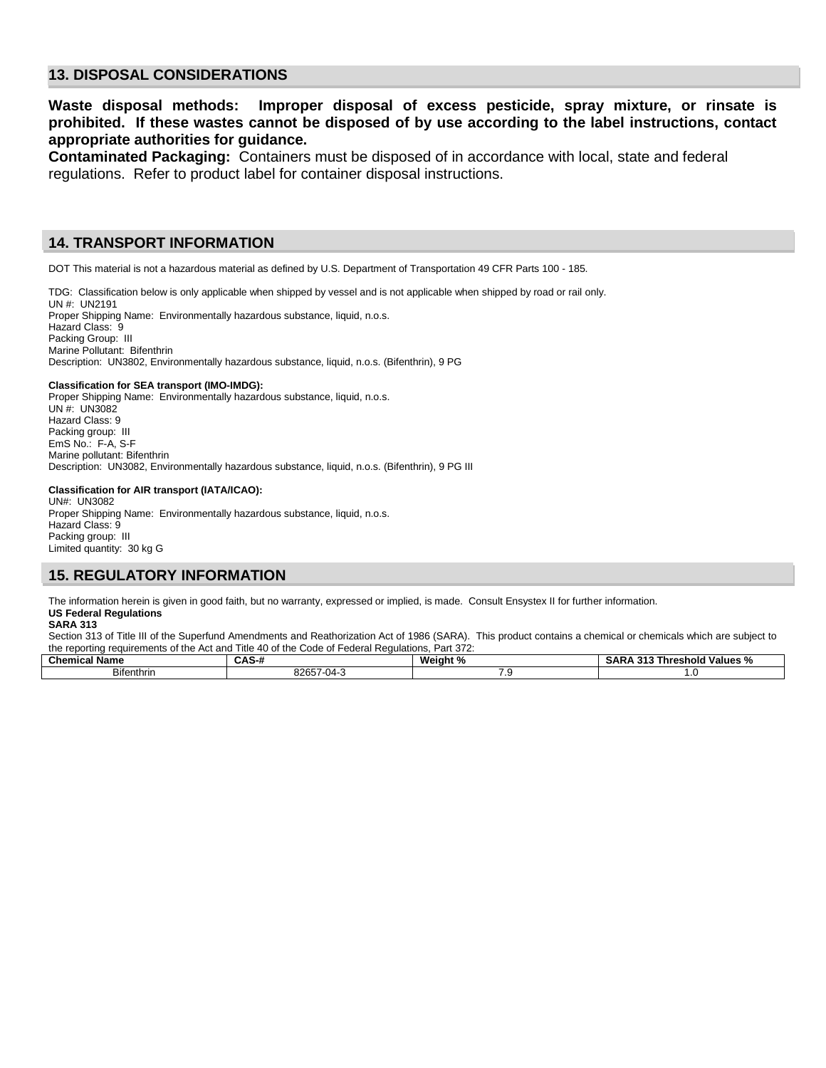## 13. DISPOSAL CONSIDERATIONS

**Waste disposal methods: Improper disposal of excess pesticide, spray mixture, or rinsate is prohibited. If these wastes cannot be disposed of by use according to the label instructions, contact appropriate authorities for guidance.**

**Contaminated Packaging:** Containers must be disposed of in accordance with local, state and federal regulations. Refer to product label for container disposal instructions.

## 14. TRANSPORT INFORMATION

DOT This material is not a hazardous material as defined by U.S. Department of Transportation 49 CFR Parts 100 - 185.

TDG: Classification below is only applicable when shipped by vessel and is not applicable when shipped by road or rail only.
UN #: UN2191
Proper Shipping Name: Environmentally hazardous substance, liquid, n.o.s.
Hazard Class: 9
Packing Group: III
Marine Pollutant: Bifenthrin
Description: UN3802, Environmentally hazardous substance, liquid, n.o.s. (Bifenthrin), 9 PG

**Classification for SEA transport (IMO-IMDG):**
Proper Shipping Name: Environmentally hazardous substance, liquid, n.o.s.
UN #: UN3082
Hazard Class: 9
Packing group: III
EmS No.: F-A, S-F
Marine pollutant: Bifenthrin
Description: UN3082, Environmentally hazardous substance, liquid, n.o.s. (Bifenthrin), 9 PG III

**Classification for AIR transport (IATA/ICAO):**
UN#: UN3082
Proper Shipping Name: Environmentally hazardous substance, liquid, n.o.s.
Hazard Class: 9
Packing group: III
Limited quantity: 30 kg G

## 15. REGULATORY INFORMATION

The information herein is given in good faith, but no warranty, expressed or implied, is made. Consult Ensystex II for further information.

**US Federal Regulations**

**SARA 313**

Section 313 of Title III of the Superfund Amendments and Reathorization Act of 1986 (SARA). This product contains a chemical or chemicals which are subject to the reporting requirements of the Act and Title 40 of the Code of Federal Regulations, Part 372:

| Chemical Name | CAS-# | Weight % | SARA 313 Threshold Values % |
|---|---|---|---|
| Bifenthrin | 82657-04-3 | 7.9 | 1.0 |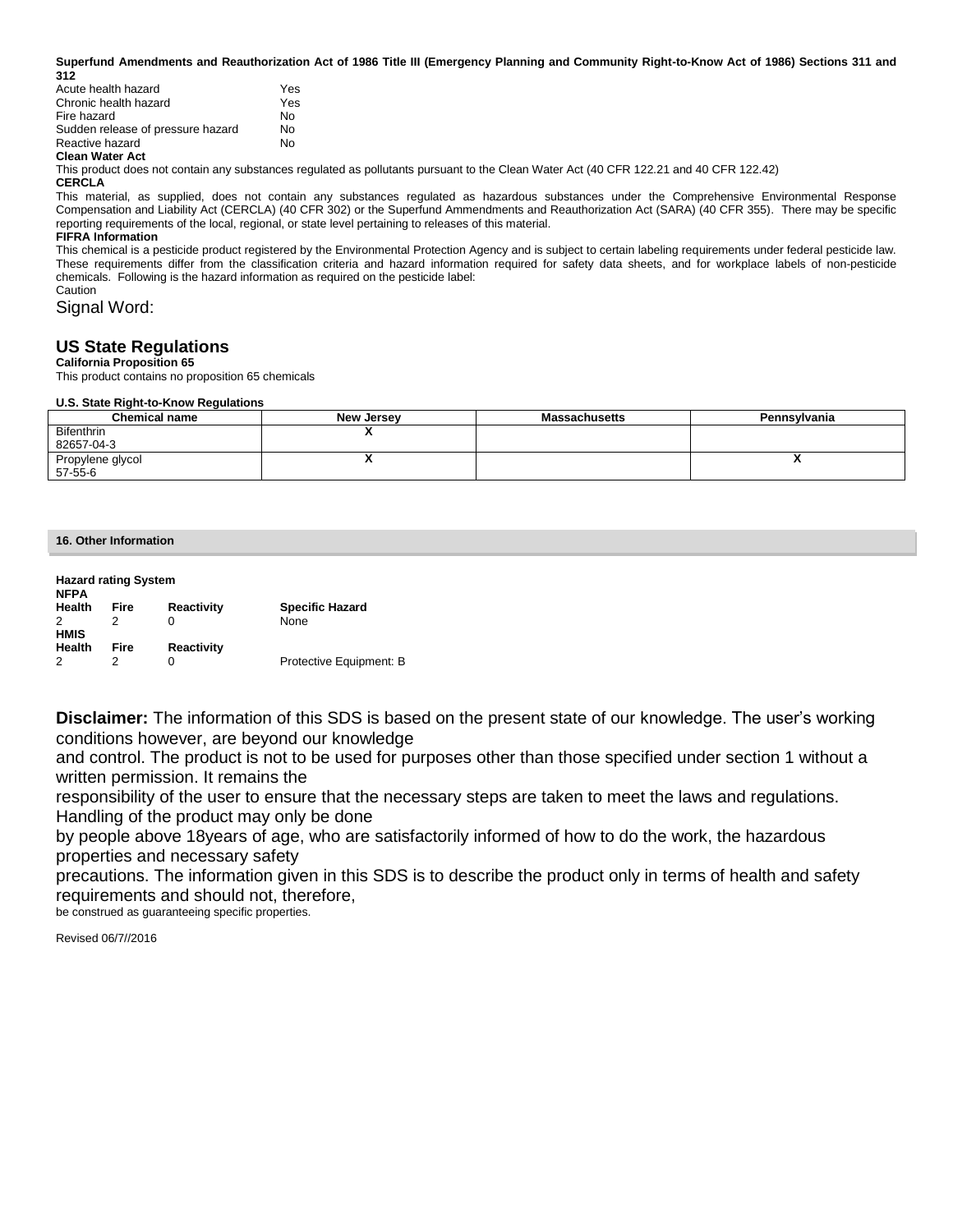**Superfund Amendments and Reauthorization Act of 1986 Title III (Emergency Planning and Community Right-to-Know Act of 1986) Sections 311 and 312**

| | |
|---|---|
| Acute health hazard | Yes |
| Chronic health hazard | Yes |
| Fire hazard | No |
| Sudden release of pressure hazard | No |
| Reactive hazard | No |

**Clean Water Act**

This product does not contain any substances regulated as pollutants pursuant to the Clean Water Act (40 CFR 122.21 and 40 CFR 122.42)

**CERCLA**

This material, as supplied, does not contain any substances regulated as hazardous substances under the Comprehensive Environmental Response Compensation and Liability Act (CERCLA) (40 CFR 302) or the Superfund Ammendments and Reauthorization Act (SARA) (40 CFR 355). There may be specific reporting requirements of the local, regional, or state level pertaining to releases of this material.

**FIFRA Information**

This chemical is a pesticide product registered by the Environmental Protection Agency and is subject to certain labeling requirements under federal pesticide law. These requirements differ from the classification criteria and hazard information required for safety data sheets, and for workplace labels of non-pesticide chemicals. Following is the hazard information as required on the pesticide label:

Caution

Signal Word:

## US State Regulations

**California Proposition 65**

This product contains no proposition 65 chemicals

**U.S. State Right-to-Know Regulations**

| Chemical name | New Jersey | Massachusetts | Pennsylvania |
|---|---|---|---|
| Bifenthrin 82657-04-3 | X | | |
| Propylene glycol 57-55-6 | X | | X |

## 16. Other Information

**Hazard rating System**

**NFPA**

| Health | Fire | Reactivity | Specific Hazard |
|---|---|---|---|
| 2 | 2 | 0 | None |

**HMIS**

| Health | Fire | Reactivity | |
|---|---|---|---|
| 2 | 2 | 0 | Protective Equipment: B |

**Disclaimer:** The information of this SDS is based on the present state of our knowledge. The user's working conditions however, are beyond our knowledge and control. The product is not to be used for purposes other than those specified under section 1 without a written permission. It remains the responsibility of the user to ensure that the necessary steps are taken to meet the laws and regulations. Handling of the product may only be done by people above 18years of age, who are satisfactorily informed of how to do the work, the hazardous properties and necessary safety precautions. The information given in this SDS is to describe the product only in terms of health and safety requirements and should not, therefore, be construed as guaranteeing specific properties.

Revised 06/7//2016